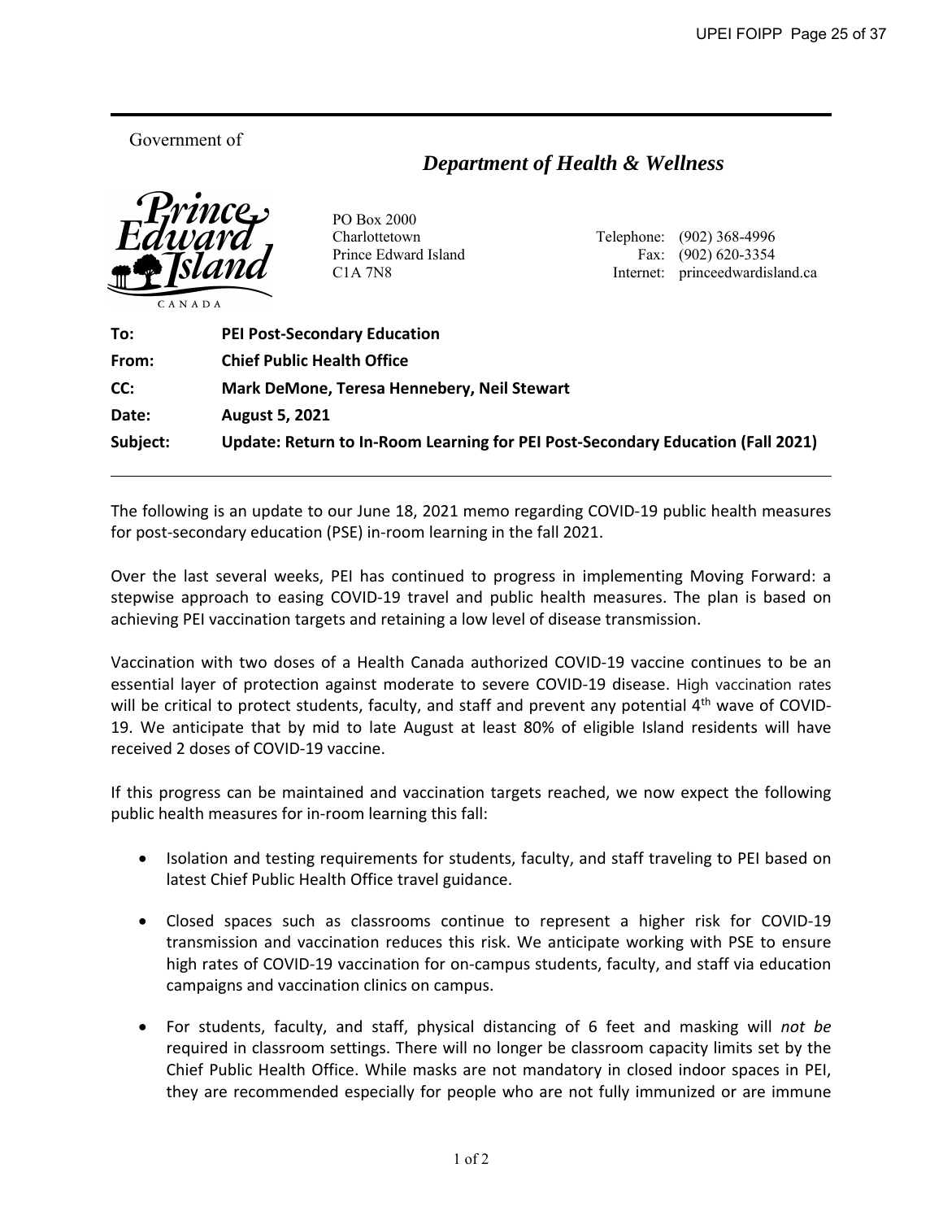Government of

***Department of Health & Wellness***

Prince Edward Island
CANADA

PO Box 2000
Charlottetown
Prince Edward Island
C1A 7N8

Telephone: (902) 368-4996
Fax: (902) 620-3354
Internet: princeedwardisland.ca

| | |
|---|---|
| **To:** | **PEI Post-Secondary Education** |
| **From:** | **Chief Public Health Office** |
| **CC:** | **Mark DeMone, Teresa Hennebery, Neil Stewart** |
| **Date:** | **August 5, 2021** |
| **Subject:** | **Update: Return to In-Room Learning for PEI Post-Secondary Education (Fall 2021)** |

The following is an update to our June 18, 2021 memo regarding COVID-19 public health measures for post-secondary education (PSE) in-room learning in the fall 2021.

Over the last several weeks, PEI has continued to progress in implementing Moving Forward: a stepwise approach to easing COVID-19 travel and public health measures. The plan is based on achieving PEI vaccination targets and retaining a low level of disease transmission.

Vaccination with two doses of a Health Canada authorized COVID-19 vaccine continues to be an essential layer of protection against moderate to severe COVID-19 disease. High vaccination rates will be critical to protect students, faculty, and staff and prevent any potential 4th wave of COVID-19. We anticipate that by mid to late August at least 80% of eligible Island residents will have received 2 doses of COVID-19 vaccine.

If this progress can be maintained and vaccination targets reached, we now expect the following public health measures for in-room learning this fall:

- Isolation and testing requirements for students, faculty, and staff traveling to PEI based on latest Chief Public Health Office travel guidance.
- Closed spaces such as classrooms continue to represent a higher risk for COVID-19 transmission and vaccination reduces this risk. We anticipate working with PSE to ensure high rates of COVID-19 vaccination for on-campus students, faculty, and staff via education campaigns and vaccination clinics on campus.
- For students, faculty, and staff, physical distancing of 6 feet and masking will *not be* required in classroom settings. There will no longer be classroom capacity limits set by the Chief Public Health Office. While masks are not mandatory in closed indoor spaces in PEI, they are recommended especially for people who are not fully immunized or are immune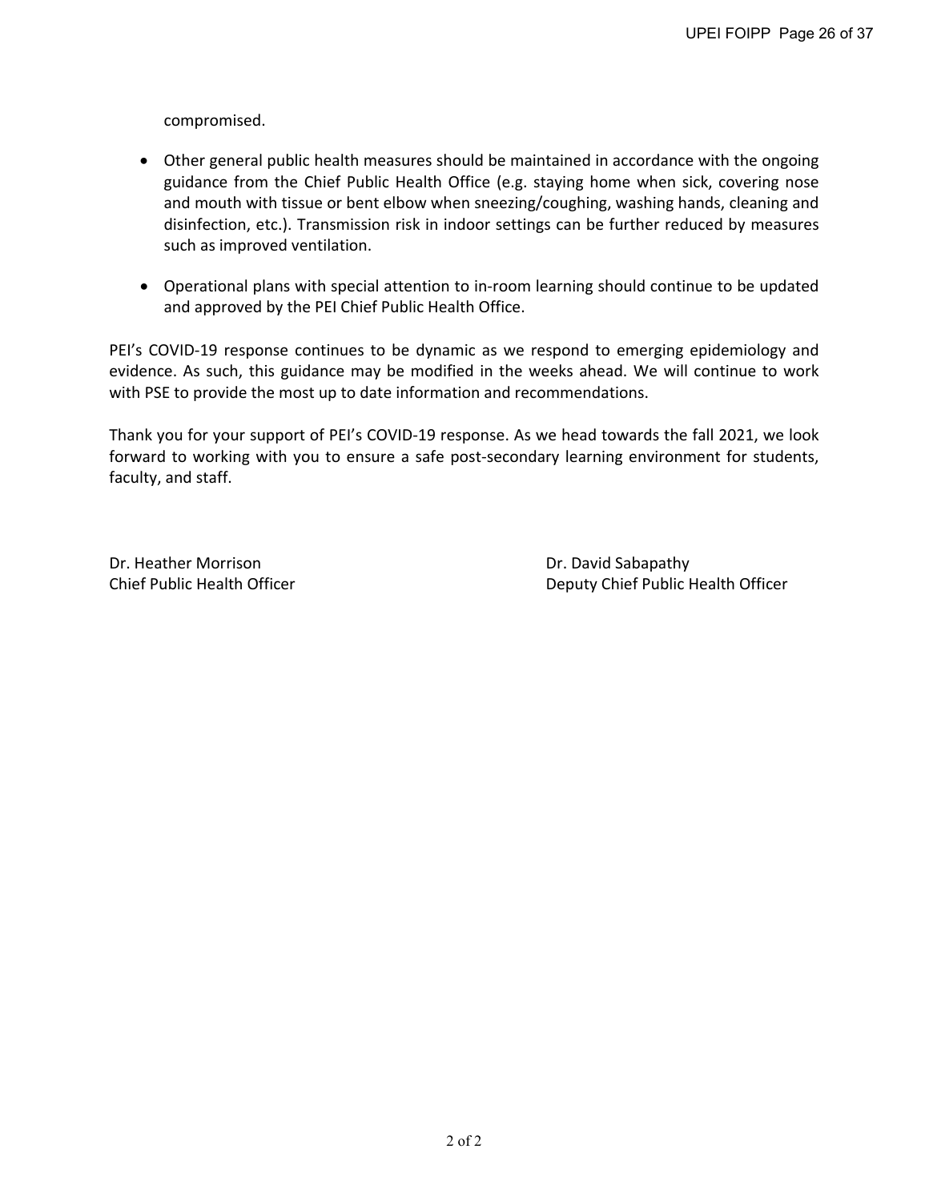compromised.

- Other general public health measures should be maintained in accordance with the ongoing guidance from the Chief Public Health Office (e.g. staying home when sick, covering nose and mouth with tissue or bent elbow when sneezing/coughing, washing hands, cleaning and disinfection, etc.). Transmission risk in indoor settings can be further reduced by measures such as improved ventilation.

- Operational plans with special attention to in-room learning should continue to be updated and approved by the PEI Chief Public Health Office.

PEI's COVID-19 response continues to be dynamic as we respond to emerging epidemiology and evidence. As such, this guidance may be modified in the weeks ahead. We will continue to work with PSE to provide the most up to date information and recommendations.

Thank you for your support of PEI's COVID-19 response. As we head towards the fall 2021, we look forward to working with you to ensure a safe post-secondary learning environment for students, faculty, and staff.

Dr. Heather Morrison
Chief Public Health Officer

Dr. David Sabapathy
Deputy Chief Public Health Officer